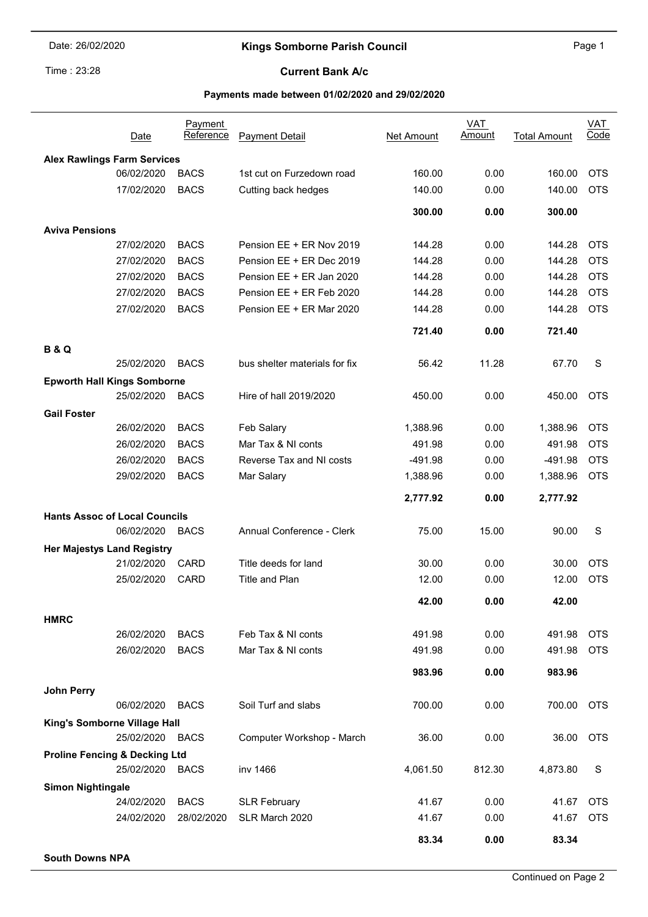Date: 26/02/2020

Time : 23:28

# Kings Somborne Parish Council

## Current Bank A/c

### Payments made between 01/02/2020 and 29/02/2020

| | Date | Payment Reference | Payment Detail | Net Amount | VAT Amount | Total Amount | VAT Code |
|---|---|---|---|---|---|---|---|
| **Alex Rawlings Farm Services** | | | | | | | |
| | 06/02/2020 | BACS | 1st cut on Furzedown road | 160.00 | 0.00 | 160.00 | OTS |
| | 17/02/2020 | BACS | Cutting back hedges | 140.00 | 0.00 | 140.00 | OTS |
| | | | | **300.00** | **0.00** | **300.00** | |
| **Aviva Pensions** | | | | | | | |
| | 27/02/2020 | BACS | Pension EE + ER Nov 2019 | 144.28 | 0.00 | 144.28 | OTS |
| | 27/02/2020 | BACS | Pension EE + ER Dec 2019 | 144.28 | 0.00 | 144.28 | OTS |
| | 27/02/2020 | BACS | Pension EE + ER Jan 2020 | 144.28 | 0.00 | 144.28 | OTS |
| | 27/02/2020 | BACS | Pension EE + ER Feb 2020 | 144.28 | 0.00 | 144.28 | OTS |
| | 27/02/2020 | BACS | Pension EE + ER Mar 2020 | 144.28 | 0.00 | 144.28 | OTS |
| | | | | **721.40** | **0.00** | **721.40** | |
| **B & Q** | | | | | | | |
| | 25/02/2020 | BACS | bus shelter materials for fix | 56.42 | 11.28 | 67.70 | S |
| **Epworth Hall Kings Somborne** | | | | | | | |
| | 25/02/2020 | BACS | Hire of hall 2019/2020 | 450.00 | 0.00 | 450.00 | OTS |
| **Gail Foster** | | | | | | | |
| | 26/02/2020 | BACS | Feb Salary | 1,388.96 | 0.00 | 1,388.96 | OTS |
| | 26/02/2020 | BACS | Mar Tax & NI conts | 491.98 | 0.00 | 491.98 | OTS |
| | 26/02/2020 | BACS | Reverse Tax and NI costs | -491.98 | 0.00 | -491.98 | OTS |
| | 29/02/2020 | BACS | Mar Salary | 1,388.96 | 0.00 | 1,388.96 | OTS |
| | | | | **2,777.92** | **0.00** | **2,777.92** | |
| **Hants Assoc of Local Councils** | | | | | | | |
| | 06/02/2020 | BACS | Annual Conference - Clerk | 75.00 | 15.00 | 90.00 | S |
| **Her Majestys Land Registry** | | | | | | | |
| | 21/02/2020 | CARD | Title deeds for land | 30.00 | 0.00 | 30.00 | OTS |
| | 25/02/2020 | CARD | Title and Plan | 12.00 | 0.00 | 12.00 | OTS |
| | | | | **42.00** | **0.00** | **42.00** | |
| **HMRC** | | | | | | | |
| | 26/02/2020 | BACS | Feb Tax & NI conts | 491.98 | 0.00 | 491.98 | OTS |
| | 26/02/2020 | BACS | Mar Tax & NI conts | 491.98 | 0.00 | 491.98 | OTS |
| | | | | **983.96** | **0.00** | **983.96** | |
| **John Perry** | | | | | | | |
| | 06/02/2020 | BACS | Soil Turf and slabs | 700.00 | 0.00 | 700.00 | OTS |
| **King's Somborne Village Hall** | | | | | | | |
| | 25/02/2020 | BACS | Computer Workshop - March | 36.00 | 0.00 | 36.00 | OTS |
| **Proline Fencing & Decking Ltd** | | | | | | | |
| | 25/02/2020 | BACS | inv 1466 | 4,061.50 | 812.30 | 4,873.80 | S |
| **Simon Nightingale** | | | | | | | |
| | 24/02/2020 | BACS | SLR February | 41.67 | 0.00 | 41.67 | OTS |
| | 24/02/2020 | 28/02/2020 | SLR March 2020 | 41.67 | 0.00 | 41.67 | OTS |
| | | | | **83.34** | **0.00** | **83.34** | |
| **South Downs NPA** | | | | | | | |

Continued on Page 2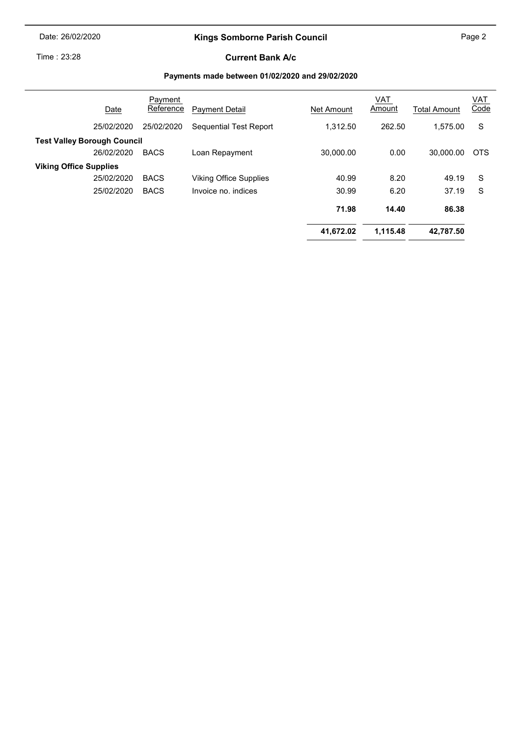Date: 26/02/2020

## Kings Somborne Parish Council

Time : 23:28

### Current Bank A/c

#### Payments made between 01/02/2020 and 29/02/2020

| Date | Payment Reference | Payment Detail | Net Amount | VAT Amount | Total Amount | VAT Code |
|---|---|---|---|---|---|---|
| 25/02/2020 | 25/02/2020 | Sequential Test Report | 1,312.50 | 262.50 | 1,575.00 | S |
| **Test Valley Borough Council** | | | | | | |
| 26/02/2020 | BACS | Loan Repayment | 30,000.00 | 0.00 | 30,000.00 | OTS |
| **Viking Office Supplies** | | | | | | |
| 25/02/2020 | BACS | Viking Office Supplies | 40.99 | 8.20 | 49.19 | S |
| 25/02/2020 | BACS | Invoice no. indices | 30.99 | 6.20 | 37.19 | S |
| | | | **71.98** | **14.40** | **86.38** | |
| | | | **41,672.02** | **1,115.48** | **42,787.50** | |